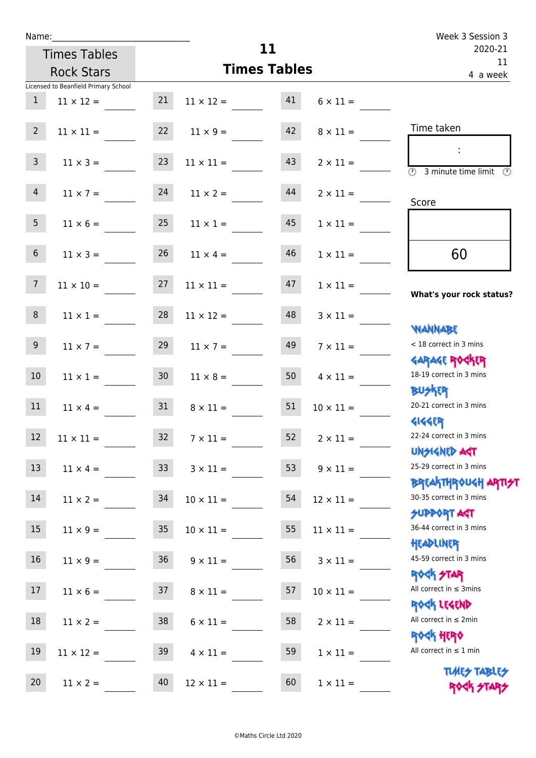Name:_______________________________

Times Tables Rock Stars

Licensed to Beanfield Primary School

# 11
## Times Tables

Week 3 Session 3
2020-21
11
4 a week

| | | | | | |
|---|---|---|---|---|---|
| 1 | 11 × 12 = ____ | 21 | 11 × 12 = ____ | 41 | 6 × 11 = ____ |
| 2 | 11 × 11 = ____ | 22 | 11 × 9 = ____ | 42 | 8 × 11 = ____ |
| 3 | 11 × 3 = ____ | 23 | 11 × 11 = ____ | 43 | 2 × 11 = ____ |
| 4 | 11 × 7 = ____ | 24 | 11 × 2 = ____ | 44 | 2 × 11 = ____ |
| 5 | 11 × 6 = ____ | 25 | 11 × 1 = ____ | 45 | 1 × 11 = ____ |
| 6 | 11 × 3 = ____ | 26 | 11 × 4 = ____ | 46 | 1 × 11 = ____ |
| 7 | 11 × 10 = ____ | 27 | 11 × 11 = ____ | 47 | 1 × 11 = ____ |
| 8 | 11 × 1 = ____ | 28 | 11 × 12 = ____ | 48 | 3 × 11 = ____ |
| 9 | 11 × 7 = ____ | 29 | 11 × 7 = ____ | 49 | 7 × 11 = ____ |
| 10 | 11 × 1 = ____ | 30 | 11 × 8 = ____ | 50 | 4 × 11 = ____ |
| 11 | 11 × 4 = ____ | 31 | 8 × 11 = ____ | 51 | 10 × 11 = ____ |
| 12 | 11 × 11 = ____ | 32 | 7 × 11 = ____ | 52 | 2 × 11 = ____ |
| 13 | 11 × 4 = ____ | 33 | 3 × 11 = ____ | 53 | 9 × 11 = ____ |
| 14 | 11 × 2 = ____ | 34 | 10 × 11 = ____ | 54 | 12 × 11 = ____ |
| 15 | 11 × 9 = ____ | 35 | 10 × 11 = ____ | 55 | 11 × 11 = ____ |
| 16 | 11 × 9 = ____ | 36 | 9 × 11 = ____ | 56 | 3 × 11 = ____ |
| 17 | 11 × 6 = ____ | 37 | 8 × 11 = ____ | 57 | 10 × 11 = ____ |
| 18 | 11 × 2 = ____ | 38 | 6 × 11 = ____ | 58 | 2 × 11 = ____ |
| 19 | 11 × 12 = ____ | 39 | 4 × 11 = ____ | 59 | 1 × 11 = ____ |
| 20 | 11 × 2 = ____ | 40 | 12 × 11 = ____ | 60 | 1 × 11 = ____ |

Time taken

:

3 minute time limit

Score

60

**What's your rock status?**

WANNABE
< 18 correct in 3 mins

GARAGE ROCKER
18-19 correct in 3 mins

BUSKER
20-21 correct in 3 mins

GIGGER
22-24 correct in 3 mins

UNSIGNED ACT
25-29 correct in 3 mins

BREAKTHROUGH ARTIST
30-35 correct in 3 mins

SUPPORT ACT
36-44 correct in 3 mins

HEADLINER
45-59 correct in 3 mins

ROCK STAR
All correct in ≤ 3mins

ROCK LEGEND
All correct in ≤ 2min

ROCK HERO
All correct in ≤ 1 min

TIMES TABLES ROCK STARS

©Maths Circle Ltd 2020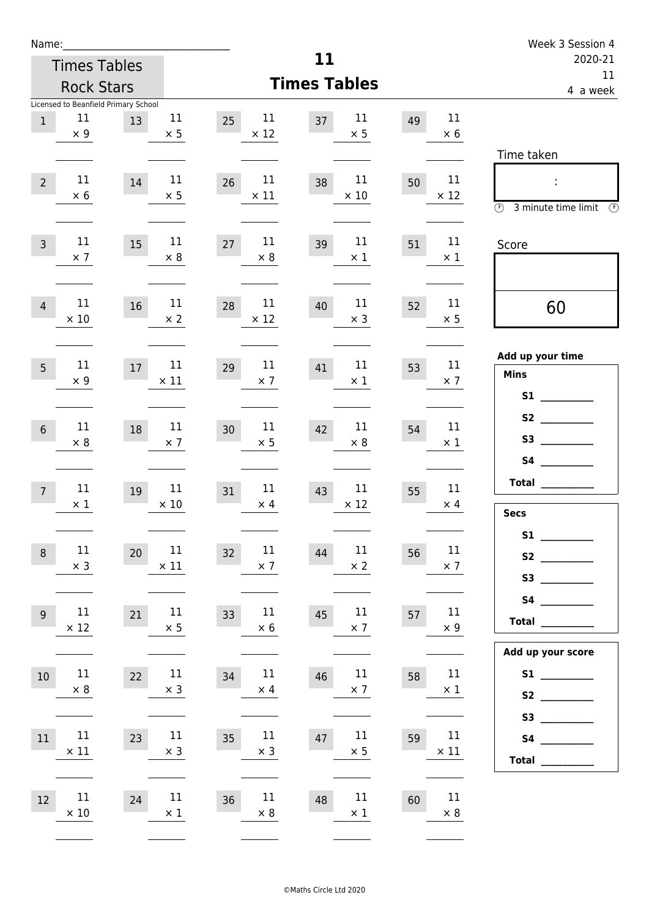Name:______________________________

Week 3 Session 4
2020-21
11
4 a week

Times Tables Rock Stars

Licensed to Beanfield Primary School

# 11 Times Tables

| | | | | | | | | | |
|---|---|---|---|---|---|---|---|---|---|
| 1 | 11 × 9 | 13 | 11 × 5 | 25 | 11 × 12 | 37 | 11 × 5 | 49 | 11 × 6 |
| 2 | 11 × 6 | 14 | 11 × 5 | 26 | 11 × 11 | 38 | 11 × 10 | 50 | 11 × 12 |
| 3 | 11 × 7 | 15 | 11 × 8 | 27 | 11 × 8 | 39 | 11 × 1 | 51 | 11 × 1 |
| 4 | 11 × 10 | 16 | 11 × 2 | 28 | 11 × 12 | 40 | 11 × 3 | 52 | 11 × 5 |
| 5 | 11 × 9 | 17 | 11 × 11 | 29 | 11 × 7 | 41 | 11 × 1 | 53 | 11 × 7 |
| 6 | 11 × 8 | 18 | 11 × 7 | 30 | 11 × 5 | 42 | 11 × 8 | 54 | 11 × 1 |
| 7 | 11 × 1 | 19 | 11 × 10 | 31 | 11 × 4 | 43 | 11 × 12 | 55 | 11 × 4 |
| 8 | 11 × 3 | 20 | 11 × 11 | 32 | 11 × 7 | 44 | 11 × 2 | 56 | 11 × 7 |
| 9 | 11 × 12 | 21 | 11 × 5 | 33 | 11 × 6 | 45 | 11 × 7 | 57 | 11 × 9 |
| 10 | 11 × 8 | 22 | 11 × 3 | 34 | 11 × 4 | 46 | 11 × 7 | 58 | 11 × 1 |
| 11 | 11 × 11 | 23 | 11 × 3 | 35 | 11 × 3 | 47 | 11 × 5 | 59 | 11 × 11 |
| 12 | 11 × 10 | 24 | 11 × 1 | 36 | 11 × 8 | 48 | 11 × 1 | 60 | 11 × 8 |

Time taken

:

3 minute time limit

Score

60

**Add up your time**

**Mins**

**S1** __________

**S2** __________

**S3** __________

**S4** __________

**Total** __________

**Secs**

**S1** __________

**S2** __________

**S3** __________

**S4** __________

**Total** __________

**Add up your score**

**S1** __________

**S2** __________

**S3** __________

**S4** __________

**Total** __________

©Maths Circle Ltd 2020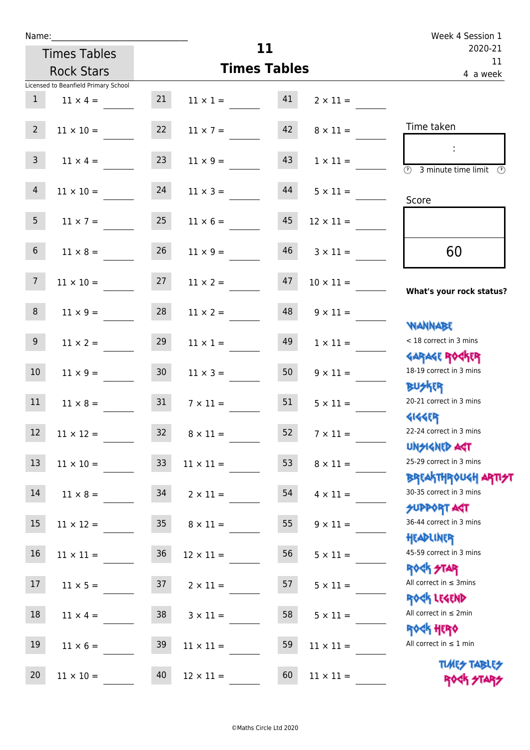Name:\_\_\_\_\_\_\_\_\_\_\_\_\_\_\_\_\_\_\_\_\_\_\_\_\_\_\_\_

Times Tables Rock Stars

Licensed to Beanfield Primary School

# 11
## Times Tables

Week 4 Session 1
2020-21
11
4 a week

| | | | | | |
|---|---|---|---|---|---|
| 1 | 11 × 4 = | 21 | 11 × 1 = | 41 | 2 × 11 = |
| 2 | 11 × 10 = | 22 | 11 × 7 = | 42 | 8 × 11 = |
| 3 | 11 × 4 = | 23 | 11 × 9 = | 43 | 1 × 11 = |
| 4 | 11 × 10 = | 24 | 11 × 3 = | 44 | 5 × 11 = |
| 5 | 11 × 7 = | 25 | 11 × 6 = | 45 | 12 × 11 = |
| 6 | 11 × 8 = | 26 | 11 × 9 = | 46 | 3 × 11 = |
| 7 | 11 × 10 = | 27 | 11 × 2 = | 47 | 10 × 11 = |
| 8 | 11 × 9 = | 28 | 11 × 2 = | 48 | 9 × 11 = |
| 9 | 11 × 2 = | 29 | 11 × 1 = | 49 | 1 × 11 = |
| 10 | 11 × 9 = | 30 | 11 × 3 = | 50 | 9 × 11 = |
| 11 | 11 × 8 = | 31 | 7 × 11 = | 51 | 5 × 11 = |
| 12 | 11 × 12 = | 32 | 8 × 11 = | 52 | 7 × 11 = |
| 13 | 11 × 10 = | 33 | 11 × 11 = | 53 | 8 × 11 = |
| 14 | 11 × 8 = | 34 | 2 × 11 = | 54 | 4 × 11 = |
| 15 | 11 × 12 = | 35 | 8 × 11 = | 55 | 9 × 11 = |
| 16 | 11 × 11 = | 36 | 12 × 11 = | 56 | 5 × 11 = |
| 17 | 11 × 5 = | 37 | 2 × 11 = | 57 | 5 × 11 = |
| 18 | 11 × 4 = | 38 | 3 × 11 = | 58 | 5 × 11 = |
| 19 | 11 × 6 = | 39 | 11 × 11 = | 59 | 11 × 11 = |
| 20 | 11 × 10 = | 40 | 12 × 11 = | 60 | 11 × 11 = |

Time taken

:

3 minute time limit

Score

60

**What's your rock status?**

WANNABE
< 18 correct in 3 mins

GARAGE ROCKER
18-19 correct in 3 mins

BUSKER
20-21 correct in 3 mins

GIGGER
22-24 correct in 3 mins

UNSIGNED ACT
25-29 correct in 3 mins

BREAKTHROUGH ARTIST
30-35 correct in 3 mins

SUPPORT ACT
36-44 correct in 3 mins

HEADLINER
45-59 correct in 3 mins

ROCK STAR
All correct in ≤ 3mins

ROCK LEGEND
All correct in ≤ 2min

ROCK HERO
All correct in ≤ 1 min

TIMES TABLES ROCK STARS

©Maths Circle Ltd 2020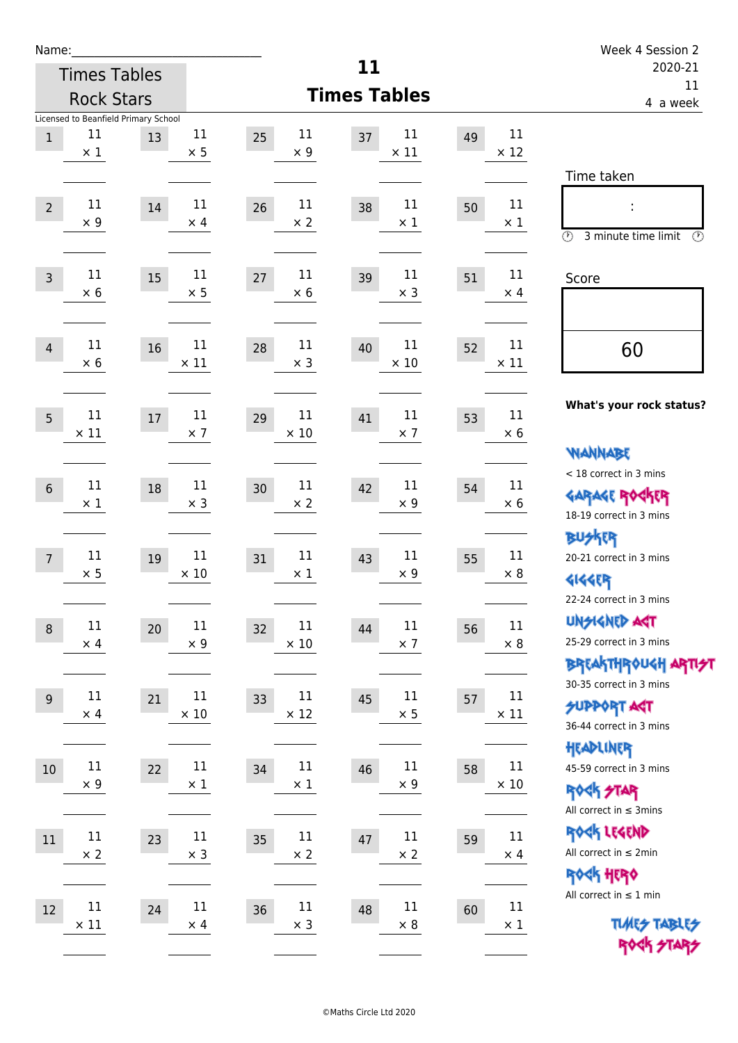Name:\_\_\_\_\_\_\_\_\_\_\_\_\_\_\_\_\_\_\_\_\_\_\_\_\_\_\_\_

Times Tables Rock Stars

Licensed to Beanfield Primary School

# 11
## Times Tables

Week 4 Session 2
2020-21
11
4 a week

| | | | | | | | | | |
|---|---|---|---|---|---|---|---|---|---|
| 1 | 11 × 1 | 13 | 11 × 5 | 25 | 11 × 9 | 37 | 11 × 11 | 49 | 11 × 12 |
| 2 | 11 × 9 | 14 | 11 × 4 | 26 | 11 × 2 | 38 | 11 × 1 | 50 | 11 × 1 |
| 3 | 11 × 6 | 15 | 11 × 5 | 27 | 11 × 6 | 39 | 11 × 3 | 51 | 11 × 4 |
| 4 | 11 × 6 | 16 | 11 × 11 | 28 | 11 × 3 | 40 | 11 × 10 | 52 | 11 × 11 |
| 5 | 11 × 11 | 17 | 11 × 7 | 29 | 11 × 10 | 41 | 11 × 7 | 53 | 11 × 6 |
| 6 | 11 × 1 | 18 | 11 × 3 | 30 | 11 × 2 | 42 | 11 × 9 | 54 | 11 × 6 |
| 7 | 11 × 5 | 19 | 11 × 10 | 31 | 11 × 1 | 43 | 11 × 9 | 55 | 11 × 8 |
| 8 | 11 × 4 | 20 | 11 × 9 | 32 | 11 × 10 | 44 | 11 × 7 | 56 | 11 × 8 |
| 9 | 11 × 4 | 21 | 11 × 10 | 33 | 11 × 12 | 45 | 11 × 5 | 57 | 11 × 11 |
| 10 | 11 × 9 | 22 | 11 × 1 | 34 | 11 × 1 | 46 | 11 × 9 | 58 | 11 × 10 |
| 11 | 11 × 2 | 23 | 11 × 3 | 35 | 11 × 2 | 47 | 11 × 2 | 59 | 11 × 4 |
| 12 | 11 × 11 | 24 | 11 × 4 | 36 | 11 × 3 | 48 | 11 × 8 | 60 | 11 × 1 |

Time taken

:

3 minute time limit

Score

60

**What's your rock status?**

WANNABE
< 18 correct in 3 mins

GARAGE ROCKER
18-19 correct in 3 mins

BUSKER
20-21 correct in 3 mins

GIGGER
22-24 correct in 3 mins

UNSIGNED ACT
25-29 correct in 3 mins

BREAKTHROUGH ARTIST
30-35 correct in 3 mins

SUPPORT ACT
36-44 correct in 3 mins

HEADLINER
45-59 correct in 3 mins

ROCK STAR
All correct in ≤ 3mins

ROCK LEGEND
All correct in ≤ 2min

ROCK HERO
All correct in ≤ 1 min

TIMES TABLES ROCK STARS

©Maths Circle Ltd 2020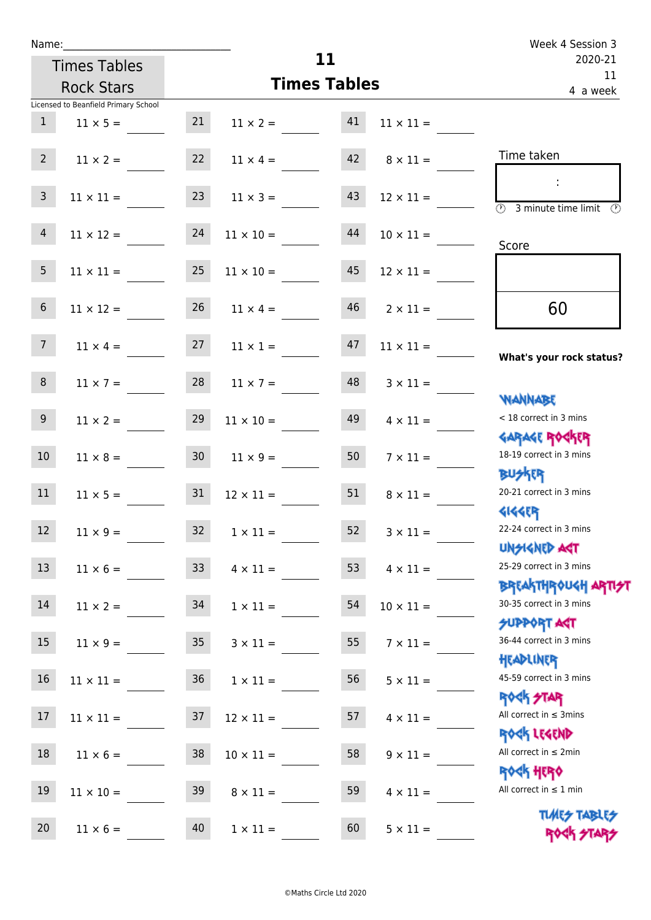Name:\_\_\_\_\_\_\_\_\_\_\_\_\_\_\_\_\_\_\_\_\_\_\_\_\_\_\_\_

Times Tables Rock Stars

Licensed to Beanfield Primary School

# 11
## Times Tables

Week 4 Session 3
2020-21
11
4 a week

| | | | | | | | |
|---|---|---|---|---|---|---|---|
| 1 | 11 × 5 = | 21 | 11 × 2 = | 41 | 11 × 11 = | | |
| 2 | 11 × 2 = | 22 | 11 × 4 = | 42 | 8 × 11 = | | |
| 3 | 11 × 11 = | 23 | 11 × 3 = | 43 | 12 × 11 = | | |
| 4 | 11 × 12 = | 24 | 11 × 10 = | 44 | 10 × 11 = | | |
| 5 | 11 × 11 = | 25 | 11 × 10 = | 45 | 12 × 11 = | | |
| 6 | 11 × 12 = | 26 | 11 × 4 = | 46 | 2 × 11 = | | |
| 7 | 11 × 4 = | 27 | 11 × 1 = | 47 | 11 × 11 = | | |
| 8 | 11 × 7 = | 28 | 11 × 7 = | 48 | 3 × 11 = | | |
| 9 | 11 × 2 = | 29 | 11 × 10 = | 49 | 4 × 11 = | | |
| 10 | 11 × 8 = | 30 | 11 × 9 = | 50 | 7 × 11 = | | |
| 11 | 11 × 5 = | 31 | 12 × 11 = | 51 | 8 × 11 = | | |
| 12 | 11 × 9 = | 32 | 1 × 11 = | 52 | 3 × 11 = | | |
| 13 | 11 × 6 = | 33 | 4 × 11 = | 53 | 4 × 11 = | | |
| 14 | 11 × 2 = | 34 | 1 × 11 = | 54 | 10 × 11 = | | |
| 15 | 11 × 9 = | 35 | 3 × 11 = | 55 | 7 × 11 = | | |
| 16 | 11 × 11 = | 36 | 1 × 11 = | 56 | 5 × 11 = | | |
| 17 | 11 × 11 = | 37 | 12 × 11 = | 57 | 4 × 11 = | | |
| 18 | 11 × 6 = | 38 | 10 × 11 = | 58 | 9 × 11 = | | |
| 19 | 11 × 10 = | 39 | 8 × 11 = | 59 | 4 × 11 = | | |
| 20 | 11 × 6 = | 40 | 1 × 11 = | 60 | 5 × 11 = | | |

Time taken

:

3 minute time limit

Score

60

**What's your rock status?**

WANNABE
< 18 correct in 3 mins

GARAGE ROCKER
18-19 correct in 3 mins

BUSKER
20-21 correct in 3 mins

GIGGER
22-24 correct in 3 mins

UNSIGNED ACT
25-29 correct in 3 mins

BREAKTHROUGH ARTIST
30-35 correct in 3 mins

SUPPORT ACT
36-44 correct in 3 mins

HEADLINER
45-59 correct in 3 mins

ROCK STAR
All correct in ≤ 3mins

ROCK LEGEND
All correct in ≤ 2min

ROCK HERO
All correct in ≤ 1 min

TIMES TABLES ROCK STARS

©Maths Circle Ltd 2020